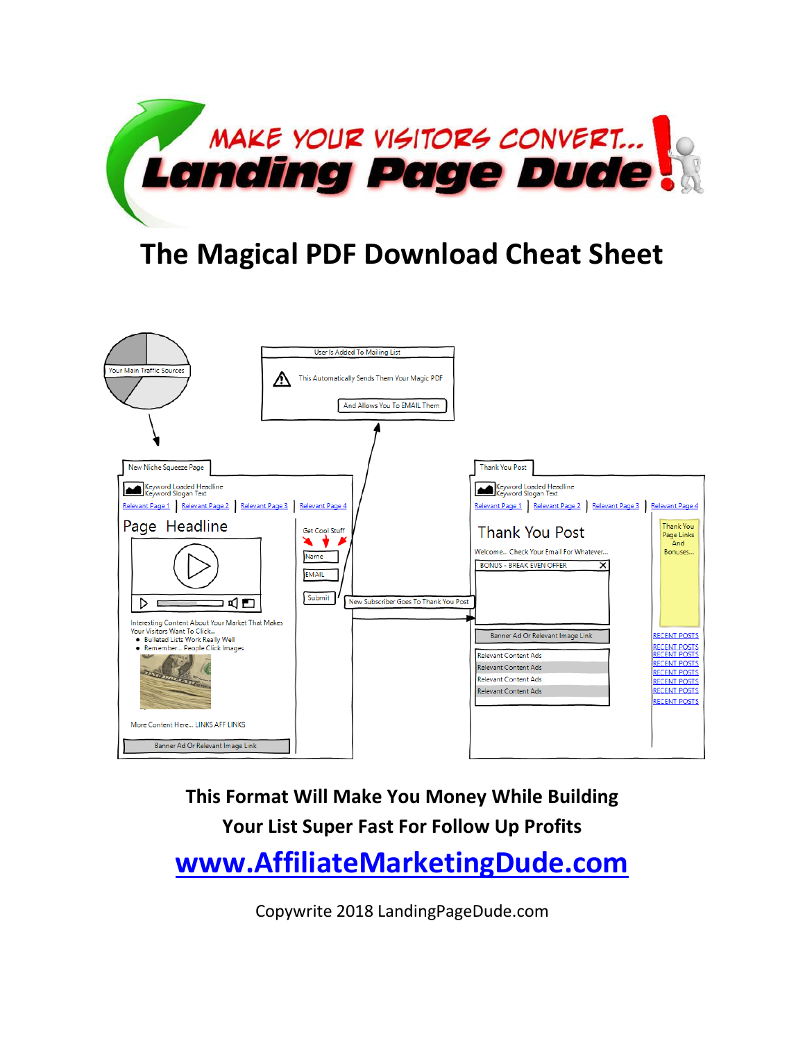# MAKE YOUR VISITORS CONVERT... Landing Page Dude!

## The Magical PDF Download Cheat Sheet

Your Main Traffic Sources

User Is Added To Mailing List

This Automatically Sends Them Your Magic PDF

And Allows You To EMAIL Them

New Niche Squeeze Page

Keyword Loaded Headline
Keyword Slogan Text

Relevant Page 1 | Relevant Page 2 | Relevant Page 3 | Relevant Page 4

Page Headline

Get Cool Stuff

Name

EMAIL

Submit

Interesting Content About Your Market That Makes Your Visitors Want To Click...

- Bulleted Lists Work Really Well
- Remember... People Click Images

More Content Here... LINKS AFF LINKS

Banner Ad Or Relevant Image Link

New Subscriber Goes To Thank You Post

Thank You Post

Keyword Loaded Headline
Keyword Slogan Text

Relevant Page 1 | Relevant Page 2 | Relevant Page 3 | Relevant Page 4

Thank You Post

Welcome... Check Your Email For Whatever...

BONUS - BREAK EVEN OFFER

Banner Ad Or Relevant Image Link

Relevant Content Ads
Relevant Content Ads
Relevant Content Ads
Relevant Content Ads

Thank You Page Links And Bonuses...

RECENT POSTS
RECENT POSTS
RECENT POSTS
RECENT POSTS
RECENT POSTS
RECENT POSTS
RECENT POSTS
RECENT POSTS

**This Format Will Make You Money While Building Your List Super Fast For Follow Up Profits**

**www.AffiliateMarketingDude.com**

Copywrite 2018 LandingPageDude.com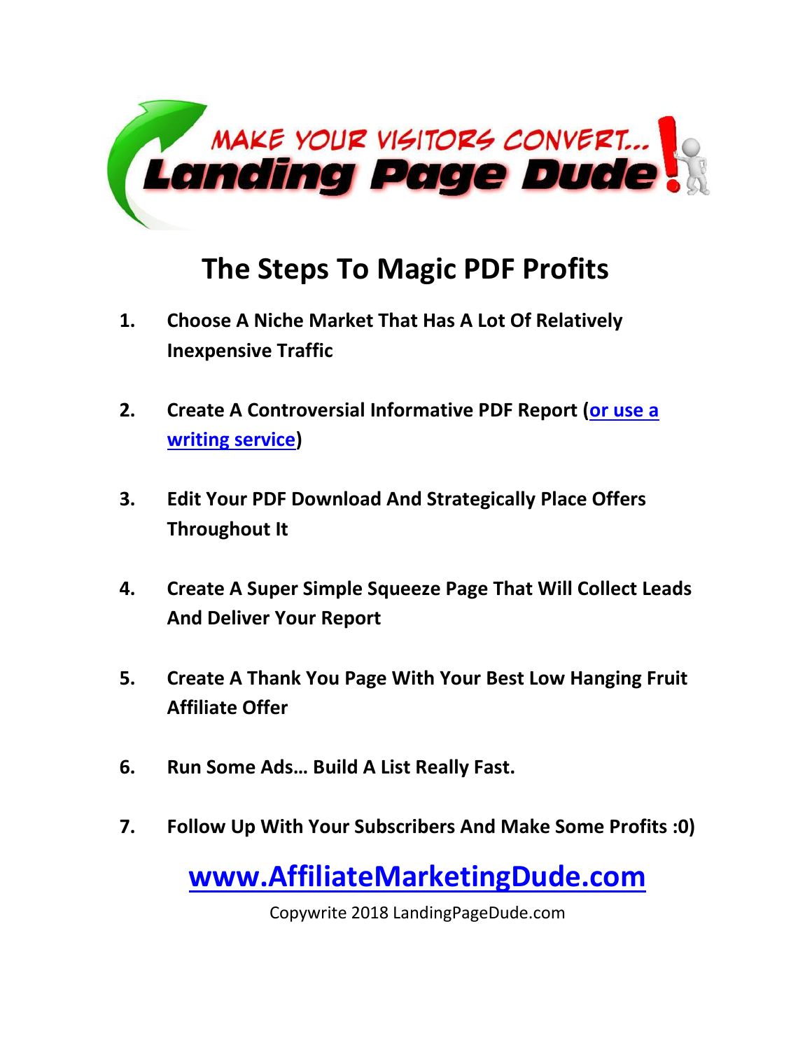MAKE YOUR VISITORS CONVERT...

Landing Page Dude!

# The Steps To Magic PDF Profits

1. **Choose A Niche Market That Has A Lot Of Relatively Inexpensive Traffic**

2. **Create A Controversial Informative PDF Report (or use a writing service)**

3. **Edit Your PDF Download And Strategically Place Offers Throughout It**

4. **Create A Super Simple Squeeze Page That Will Collect Leads And Deliver Your Report**

5. **Create A Thank You Page With Your Best Low Hanging Fruit Affiliate Offer**

6. **Run Some Ads… Build A List Really Fast.**

7. **Follow Up With Your Subscribers And Make Some Profits :0)**

## www.AffiliateMarketingDude.com

Copywrite 2018 LandingPageDude.com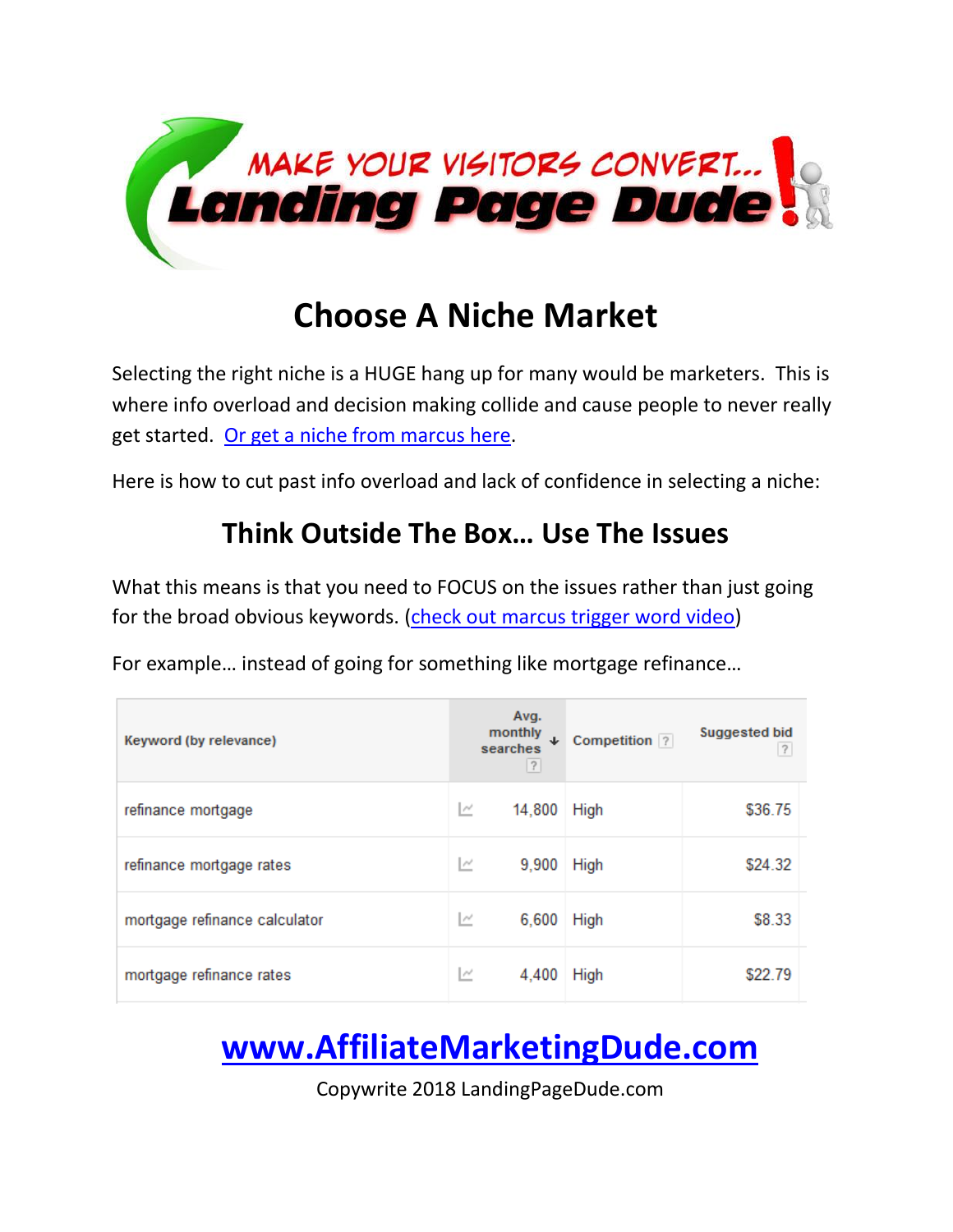# Choose A Niche Market

Selecting the right niche is a HUGE hang up for many would be marketers. This is where info overload and decision making collide and cause people to never really get started. Or get a niche from marcus here.

Here is how to cut past info overload and lack of confidence in selecting a niche:

## Think Outside The Box… Use The Issues

What this means is that you need to FOCUS on the issues rather than just going for the broad obvious keywords. (check out marcus trigger word video)

For example… instead of going for something like mortgage refinance…

| Keyword (by relevance) | Avg. monthly searches | Competition | Suggested bid |
|---|---|---|---|
| refinance mortgage | 14,800 | High | $36.75 |
| refinance mortgage rates | 9,900 | High | $24.32 |
| mortgage refinance calculator | 6,600 | High | $8.33 |
| mortgage refinance rates | 4,400 | High | $22.79 |

**www.AffiliateMarketingDude.com**

Copywrite 2018 LandingPageDude.com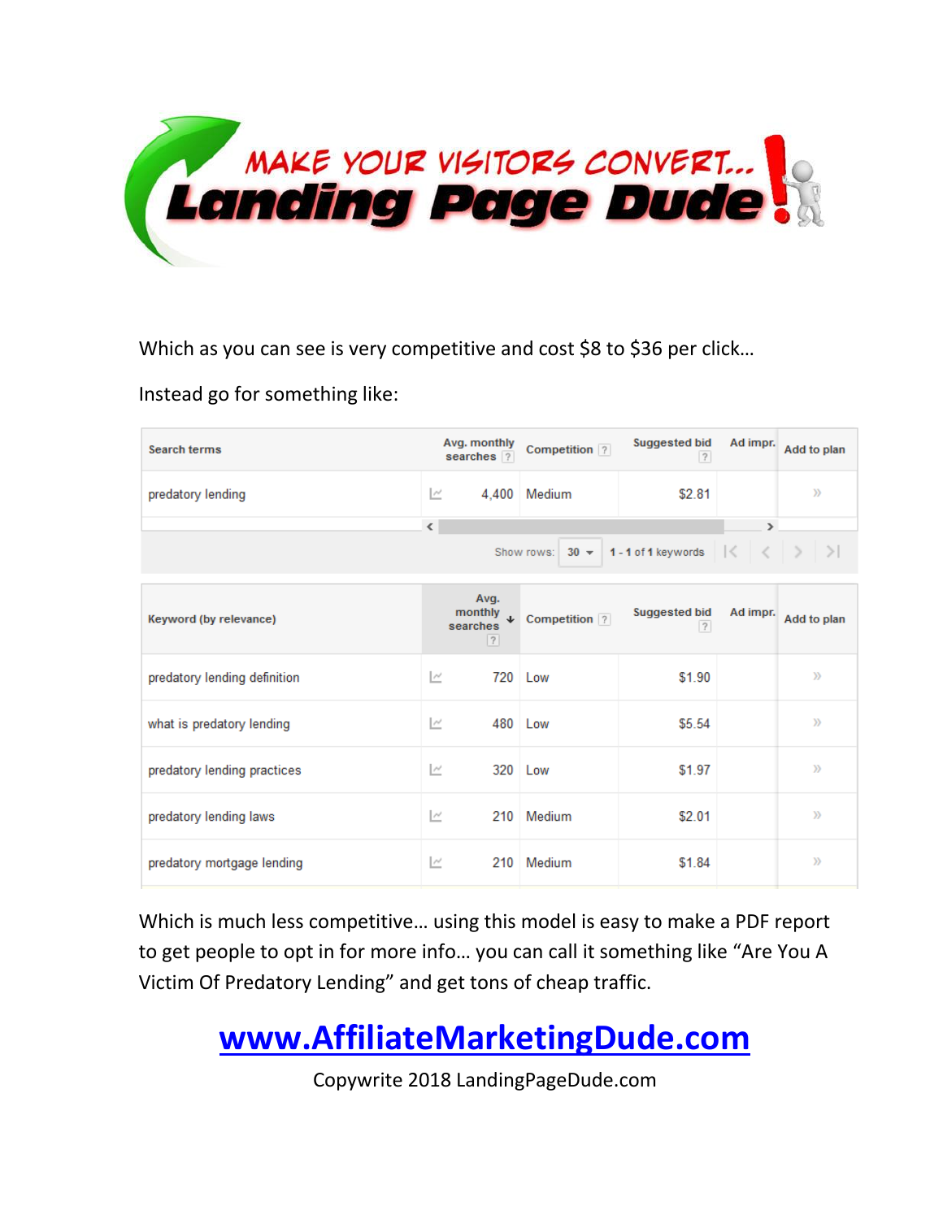Which as you can see is very competitive and cost $8 to $36 per click…

Instead go for something like:

| Search terms | Avg. monthly searches | Competition | Suggested bid | Ad impr. | Add to plan |
|---|---|---|---|---|---|
| predatory lending | 4,400 | Medium | $2.81 | | » |

Show rows: 30 | 1 - 1 of 1 keywords

| Keyword (by relevance) | Avg. monthly searches | Competition | Suggested bid | Ad impr. | Add to plan |
|---|---|---|---|---|---|
| predatory lending definition | 720 | Low | $1.90 | | » |
| what is predatory lending | 480 | Low | $5.54 | | » |
| predatory lending practices | 320 | Low | $1.97 | | » |
| predatory lending laws | 210 | Medium | $2.01 | | » |
| predatory mortgage lending | 210 | Medium | $1.84 | | » |

Which is much less competitive… using this model is easy to make a PDF report to get people to opt in for more info… you can call it something like "Are You A Victim Of Predatory Lending" and get tons of cheap traffic.

**www.AffiliateMarketingDude.com**

Copywrite 2018 LandingPageDude.com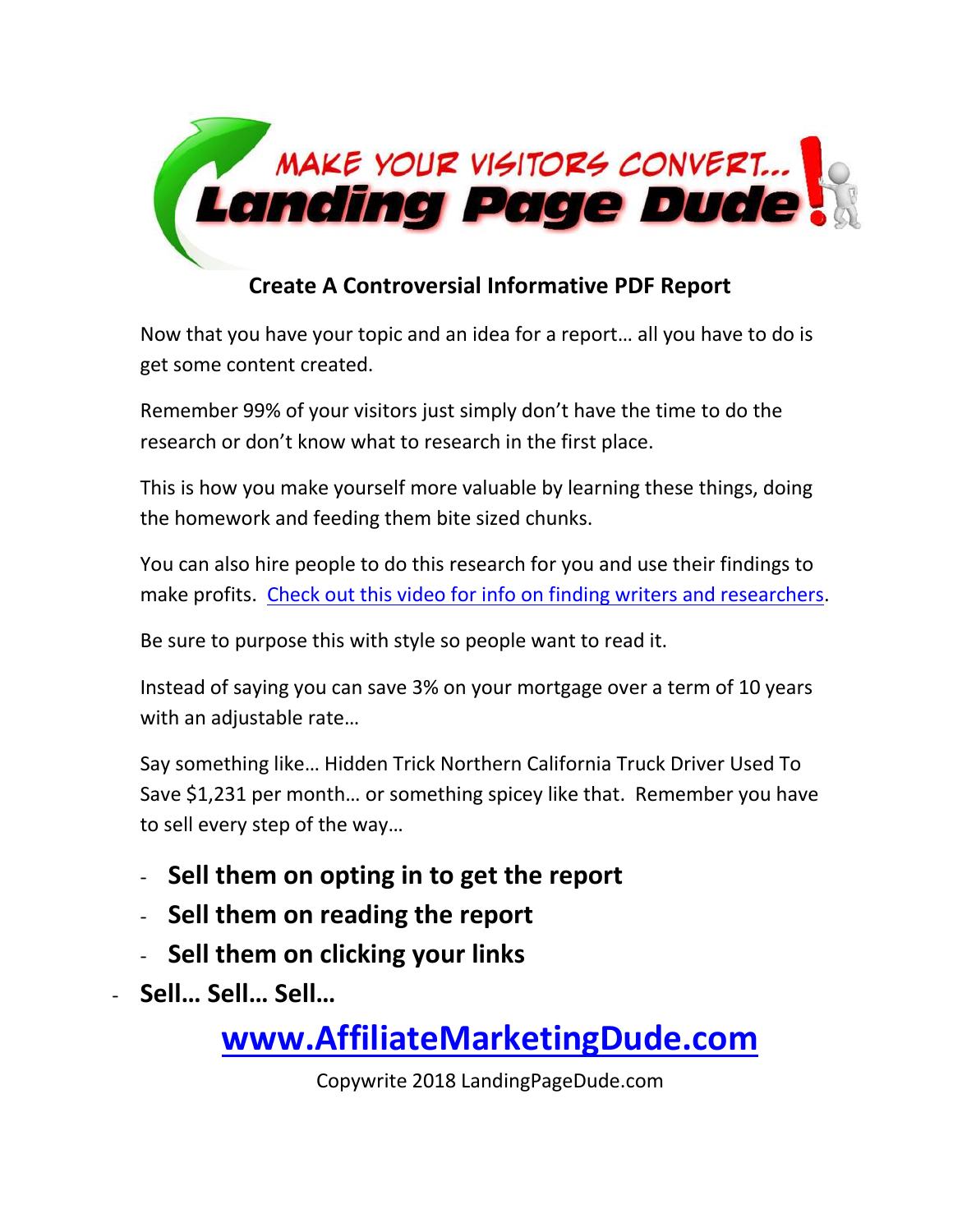MAKE YOUR VISITORS CONVERT... **Landing Page Dude!**

## Create A Controversial Informative PDF Report

Now that you have your topic and an idea for a report… all you have to do is get some content created.

Remember 99% of your visitors just simply don't have the time to do the research or don't know what to research in the first place.

This is how you make yourself more valuable by learning these things, doing the homework and feeding them bite sized chunks.

You can also hire people to do this research for you and use their findings to make profits. Check out this video for info on finding writers and researchers.

Be sure to purpose this with style so people want to read it.

Instead of saying you can save 3% on your mortgage over a term of 10 years with an adjustable rate…

Say something like… Hidden Trick Northern California Truck Driver Used To Save $1,231 per month… or something spicey like that. Remember you have to sell every step of the way…

- **Sell them on opting in to get the report**
- **Sell them on reading the report**
- **Sell them on clicking your links**
- **Sell… Sell… Sell…**

**www.AffiliateMarketingDude.com**

Copywrite 2018 LandingPageDude.com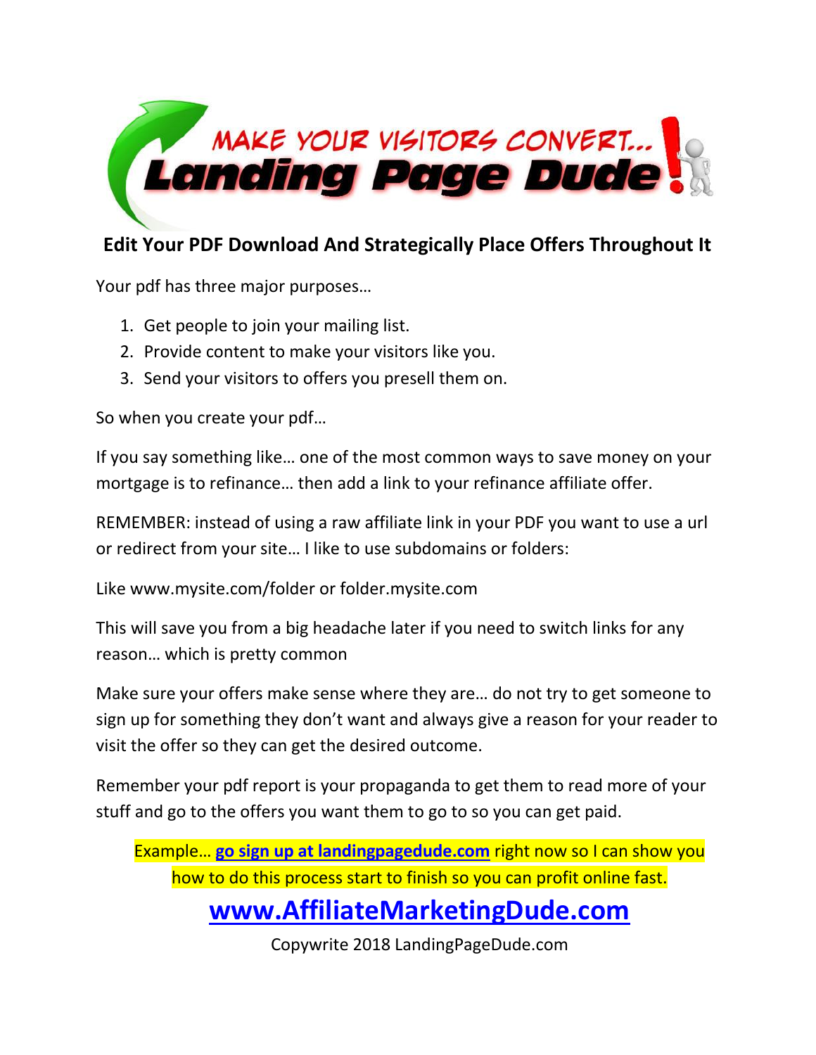## Edit Your PDF Download And Strategically Place Offers Throughout It

Your pdf has three major purposes…

1. Get people to join your mailing list.
2. Provide content to make your visitors like you.
3. Send your visitors to offers you presell them on.

So when you create your pdf…

If you say something like… one of the most common ways to save money on your mortgage is to refinance… then add a link to your refinance affiliate offer.

REMEMBER: instead of using a raw affiliate link in your PDF you want to use a url or redirect from your site… I like to use subdomains or folders:

Like www.mysite.com/folder or folder.mysite.com

This will save you from a big headache later if you need to switch links for any reason… which is pretty common

Make sure your offers make sense where they are… do not try to get someone to sign up for something they don't want and always give a reason for your reader to visit the offer so they can get the desired outcome.

Remember your pdf report is your propaganda to get them to read more of your stuff and go to the offers you want them to go to so you can get paid.

Example… **go sign up at landingpagedude.com** right now so I can show you how to do this process start to finish so you can profit online fast.

**www.AffiliateMarketingDude.com**

Copywrite 2018 LandingPageDude.com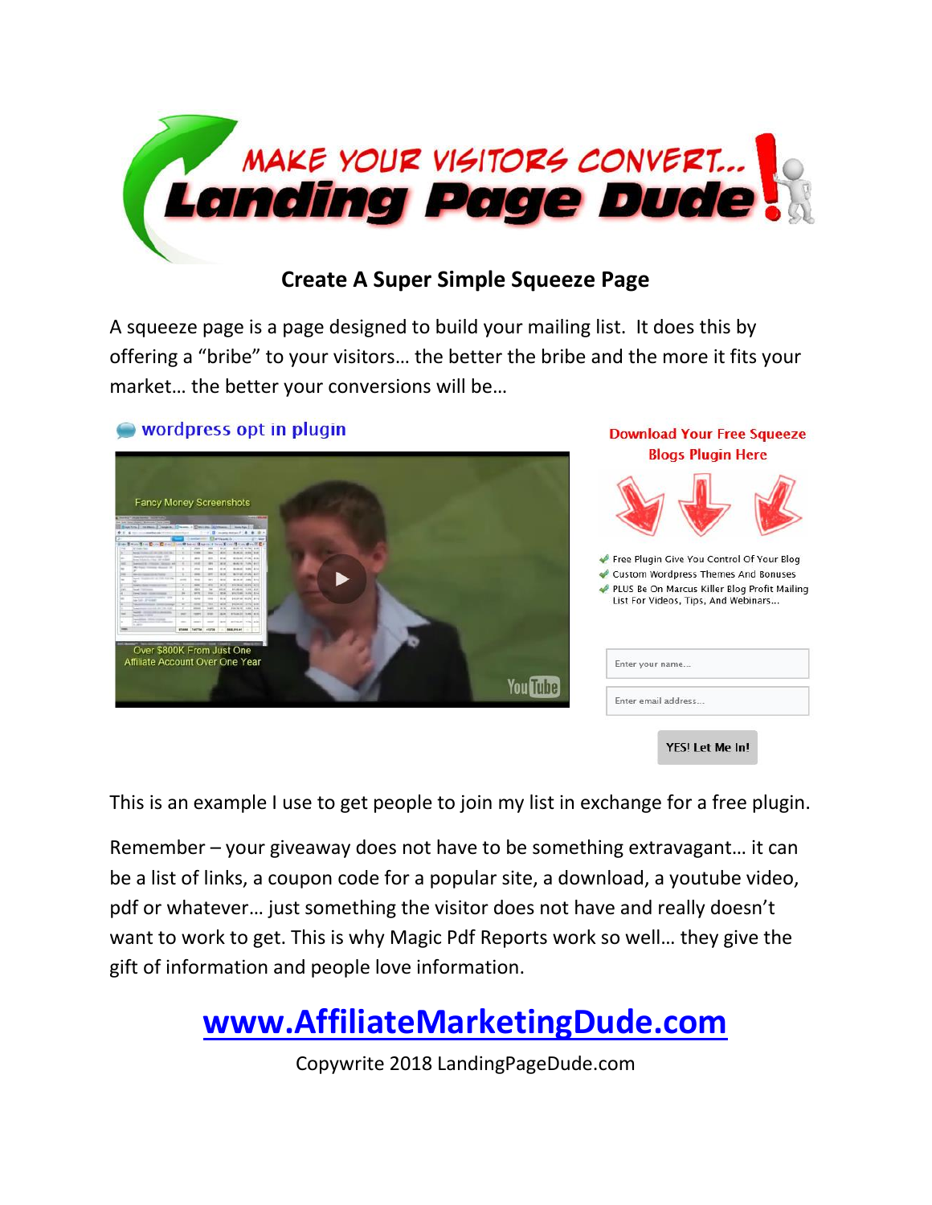MAKE YOUR VISITORS CONVERT... Landing Page Dude!

## Create A Super Simple Squeeze Page

A squeeze page is a page designed to build your mailing list. It does this by offering a "bribe" to your visitors… the better the bribe and the more it fits your market… the better your conversions will be…

wordpress opt in plugin

Fancy Money Screenshots

Over $800K From Just One Affiliate Account Over One Year

**Download Your Free Squeeze Blogs Plugin Here**

- Free Plugin Give You Control Of Your Blog
- Custom Wordpress Themes And Bonuses
- PLUS Be On Marcus Killer Blog Profit Mailing List For Videos, Tips, And Webinars...

Enter your name...

Enter email address...

YES! Let Me In!

This is an example I use to get people to join my list in exchange for a free plugin.

Remember – your giveaway does not have to be something extravagant… it can be a list of links, a coupon code for a popular site, a download, a youtube video, pdf or whatever… just something the visitor does not have and really doesn't want to work to get. This is why Magic Pdf Reports work so well… they give the gift of information and people love information.

**www.AffiliateMarketingDude.com**

Copywrite 2018 LandingPageDude.com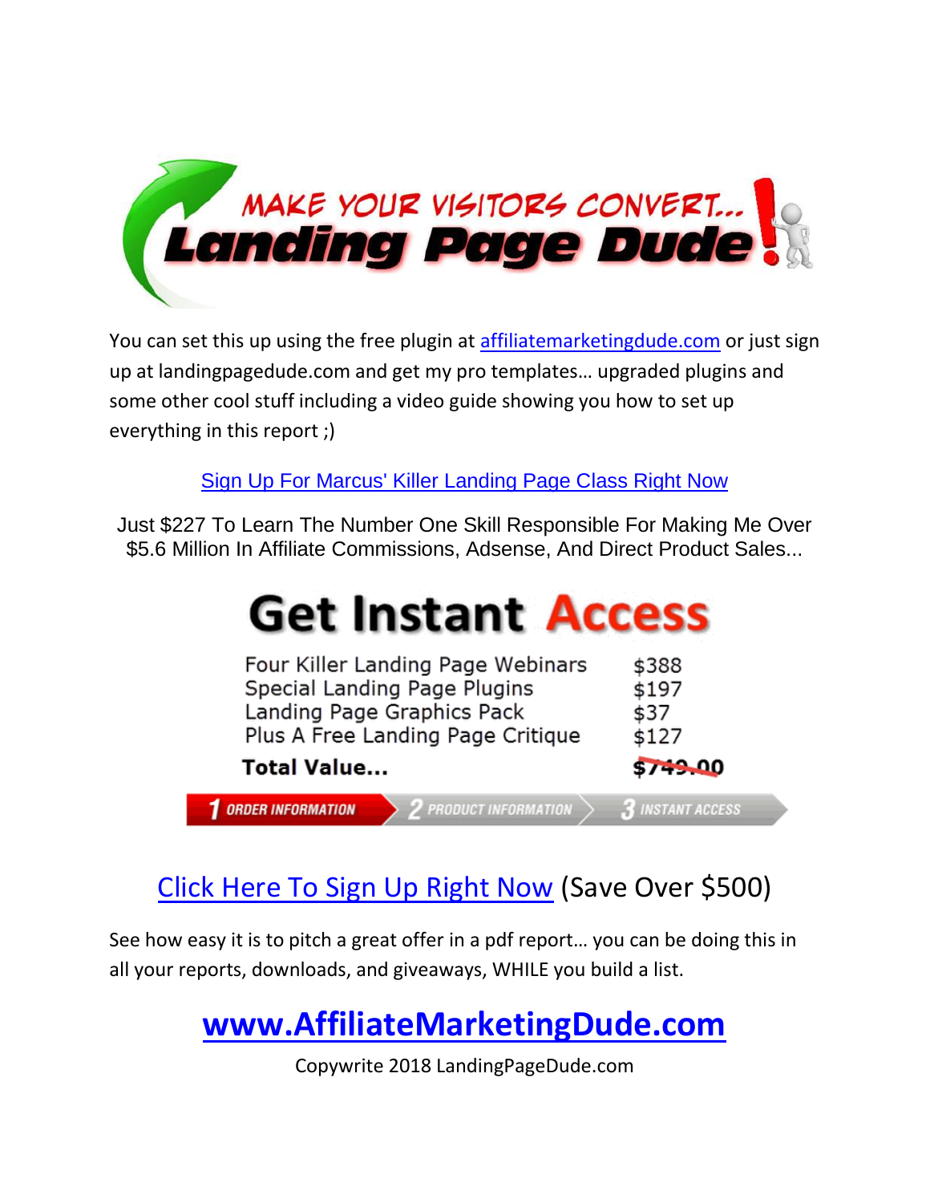# MAKE YOUR VISITORS CONVERT... Landing Page Dude!

You can set this up using the free plugin at affiliatemarketingdude.com or just sign up at landingpagedude.com and get my pro templates… upgraded plugins and some other cool stuff including a video guide showing you how to set up everything in this report ;)

Sign Up For Marcus' Killer Landing Page Class Right Now

Just $227 To Learn The Number One Skill Responsible For Making Me Over $5.6 Million In Affiliate Commissions, Adsense, And Direct Product Sales...

## Get Instant Access

| | |
|---|---|
| Four Killer Landing Page Webinars | $388 |
| Special Landing Page Plugins | $197 |
| Landing Page Graphics Pack | $37 |
| Plus A Free Landing Page Critique | $127 |
| **Total Value...** | ~~$749.00~~ |

1 ORDER INFORMATION > 2 PRODUCT INFORMATION > 3 INSTANT ACCESS

Click Here To Sign Up Right Now (Save Over $500)

See how easy it is to pitch a great offer in a pdf report… you can be doing this in all your reports, downloads, and giveaways, WHILE you build a list.

**www.AffiliateMarketingDude.com**

Copywrite 2018 LandingPageDude.com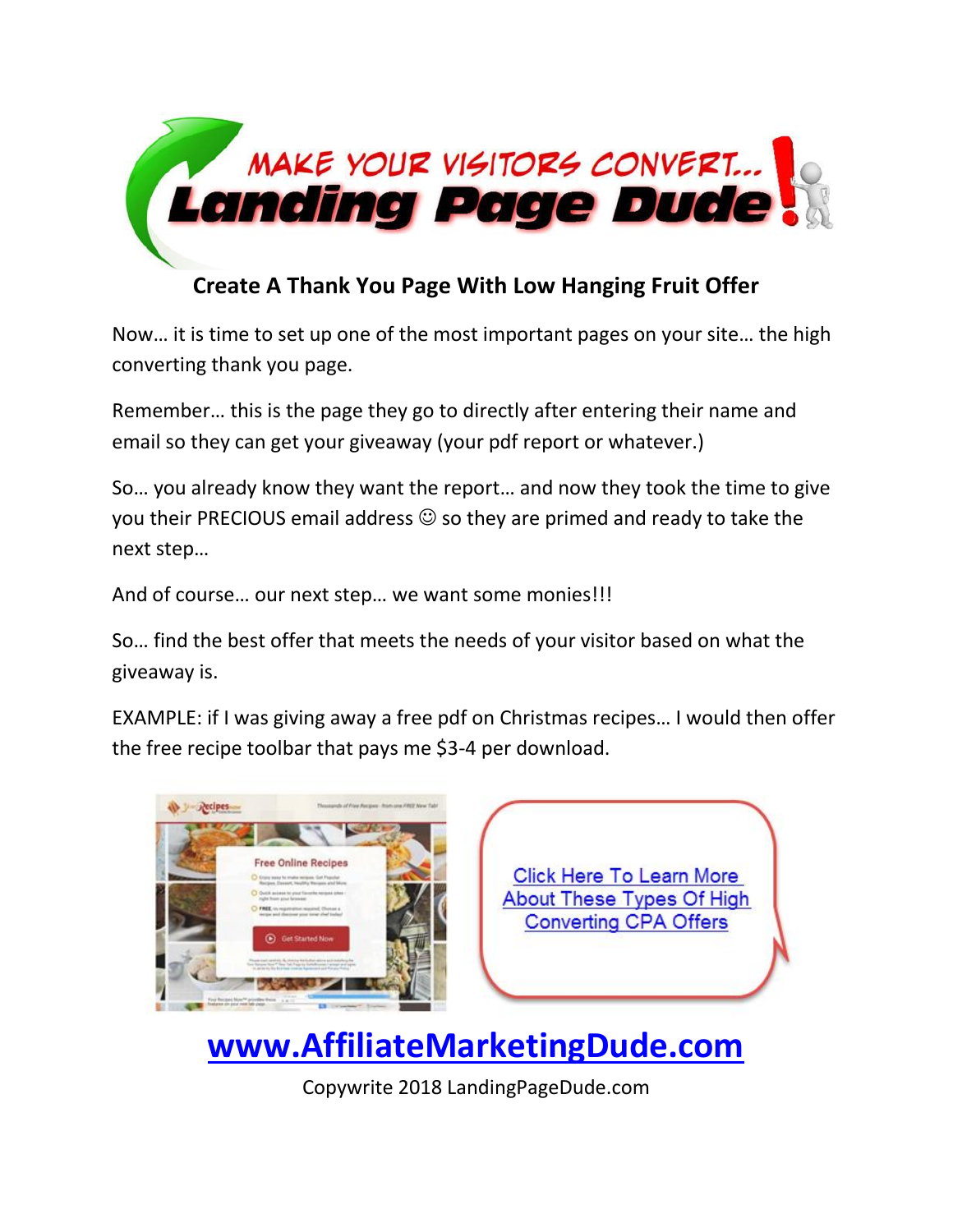## Create A Thank You Page With Low Hanging Fruit Offer

Now… it is time to set up one of the most important pages on your site… the high converting thank you page.

Remember… this is the page they go to directly after entering their name and email so they can get your giveaway (your pdf report or whatever.)

So… you already know they want the report… and now they took the time to give you their PRECIOUS email address ☺ so they are primed and ready to take the next step…

And of course… our next step… we want some monies!!!

So… find the best offer that meets the needs of your visitor based on what the giveaway is.

EXAMPLE: if I was giving away a free pdf on Christmas recipes… I would then offer the free recipe toolbar that pays me $3-4 per download.

Click Here To Learn More About These Types Of High Converting CPA Offers

**www.AffiliateMarketingDude.com**

Copywrite 2018 LandingPageDude.com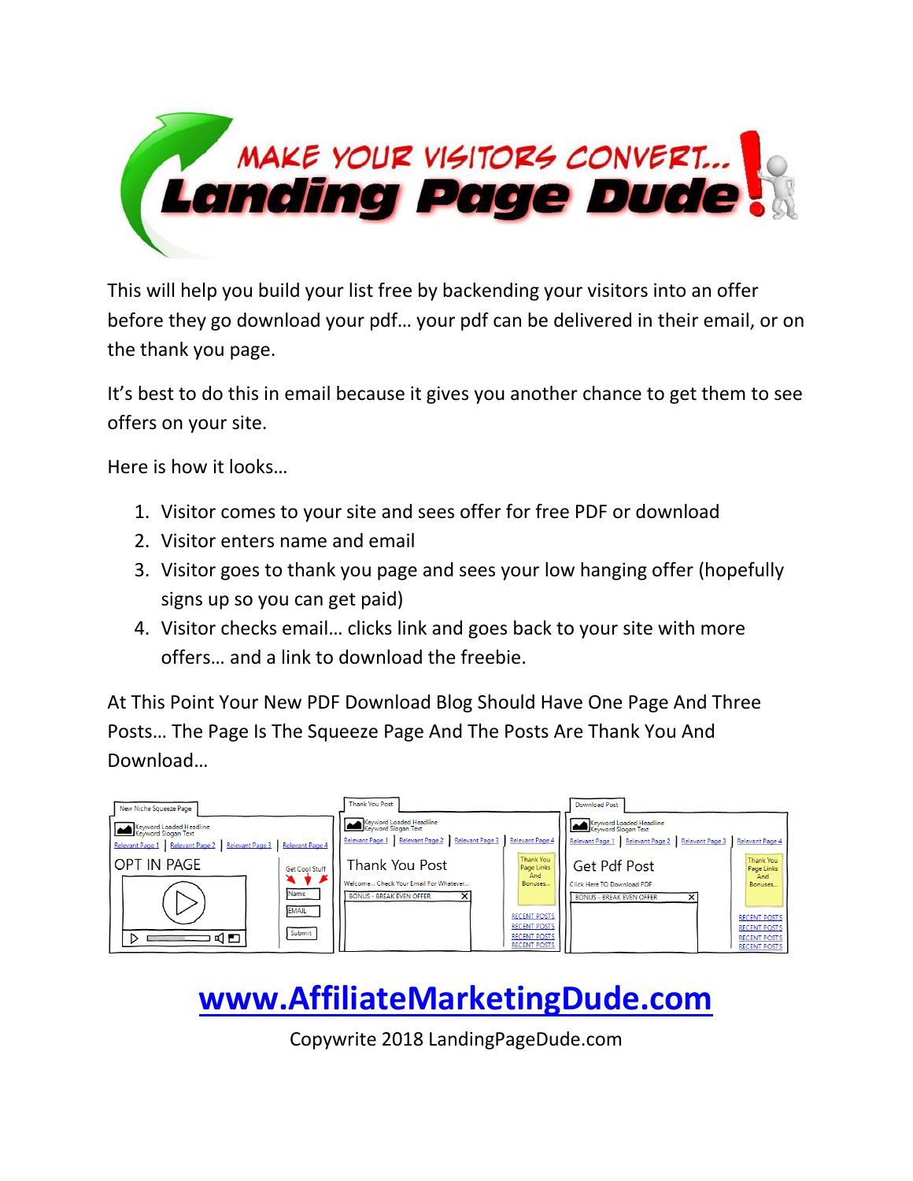# MAKE YOUR VISITORS CONVERT... Landing Page Dude!

This will help you build your list free by backending your visitors into an offer before they go download your pdf… your pdf can be delivered in their email, or on the thank you page.

It's best to do this in email because it gives you another chance to get them to see offers on your site.

Here is how it looks…

1. Visitor comes to your site and sees offer for free PDF or download
2. Visitor enters name and email
3. Visitor goes to thank you page and sees your low hanging offer (hopefully signs up so you can get paid)
4. Visitor checks email… clicks link and goes back to your site with more offers… and a link to download the freebie.

At This Point Your New PDF Download Blog Should Have One Page And Three Posts… The Page Is The Squeeze Page And The Posts Are Thank You And Download…

[www.AffiliateMarketingDude.com](http://www.AffiliateMarketingDude.com)

Copywrite 2018 LandingPageDude.com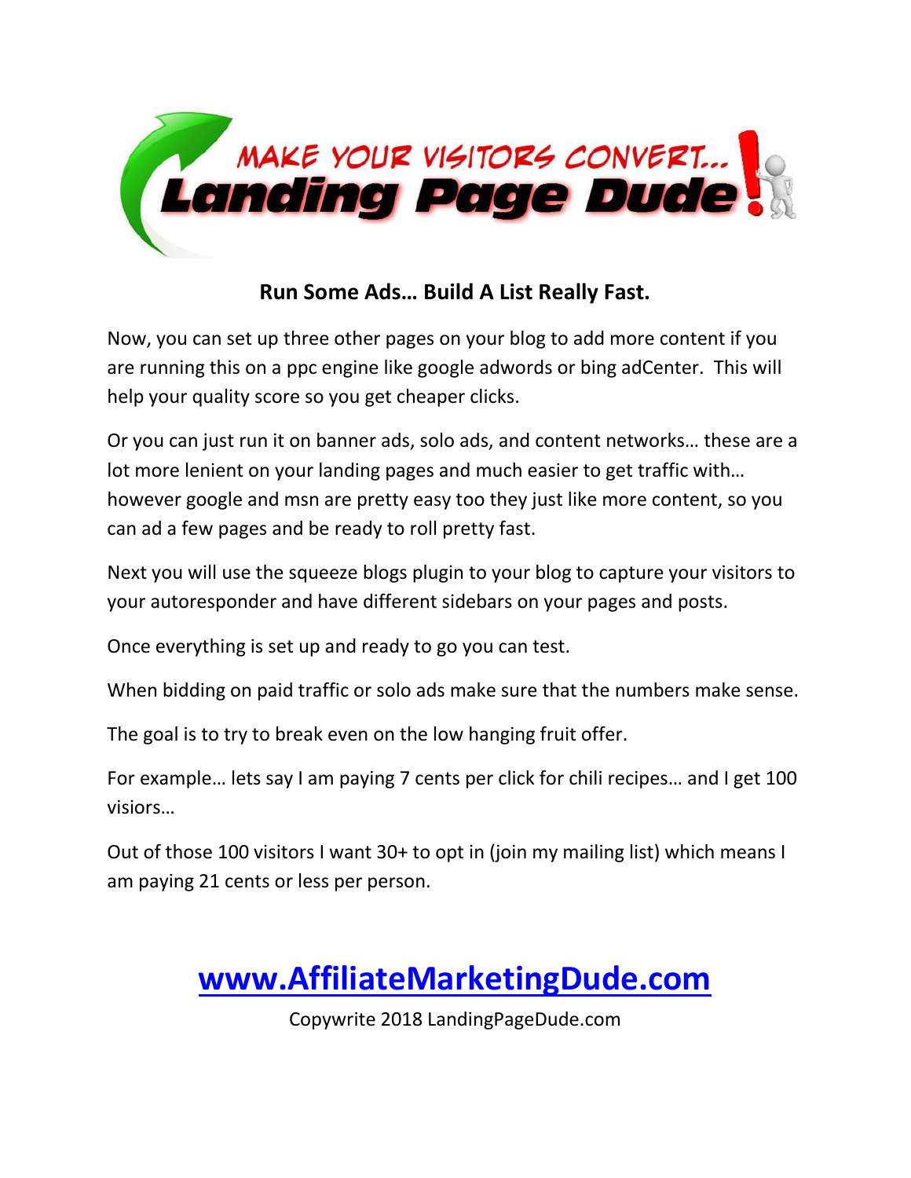## Run Some Ads… Build A List Really Fast.

Now, you can set up three other pages on your blog to add more content if you are running this on a ppc engine like google adwords or bing adCenter. This will help your quality score so you get cheaper clicks.

Or you can just run it on banner ads, solo ads, and content networks… these are a lot more lenient on your landing pages and much easier to get traffic with… however google and msn are pretty easy too they just like more content, so you can ad a few pages and be ready to roll pretty fast.

Next you will use the squeeze blogs plugin to your blog to capture your visitors to your autoresponder and have different sidebars on your pages and posts.

Once everything is set up and ready to go you can test.

When bidding on paid traffic or solo ads make sure that the numbers make sense.

The goal is to try to break even on the low hanging fruit offer.

For example… lets say I am paying 7 cents per click for chili recipes… and I get 100 visiors…

Out of those 100 visitors I want 30+ to opt in (join my mailing list) which means I am paying 21 cents or less per person.

## [www.AffiliateMarketingDude.com](http://www.AffiliateMarketingDude.com)

Copywrite 2018 LandingPageDude.com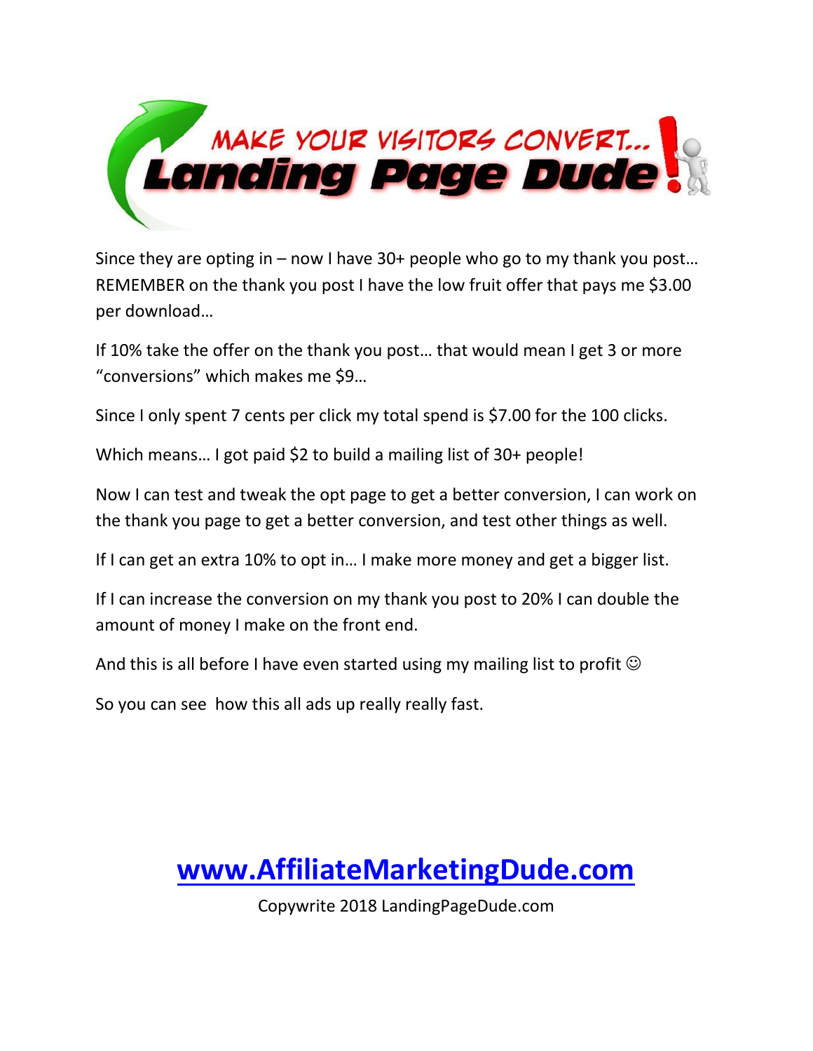Since they are opting in – now I have 30+ people who go to my thank you post… REMEMBER on the thank you post I have the low fruit offer that pays me $3.00 per download…

If 10% take the offer on the thank you post… that would mean I get 3 or more "conversions" which makes me $9…

Since I only spent 7 cents per click my total spend is $7.00 for the 100 clicks.

Which means… I got paid $2 to build a mailing list of 30+ people!

Now I can test and tweak the opt page to get a better conversion, I can work on the thank you page to get a better conversion, and test other things as well.

If I can get an extra 10% to opt in… I make more money and get a bigger list.

If I can increase the conversion on my thank you post to 20% I can double the amount of money I make on the front end.

And this is all before I have even started using my mailing list to profit ☺

So you can see how this all ads up really really fast.

**www.AffiliateMarketingDude.com**

Copywrite 2018 LandingPageDude.com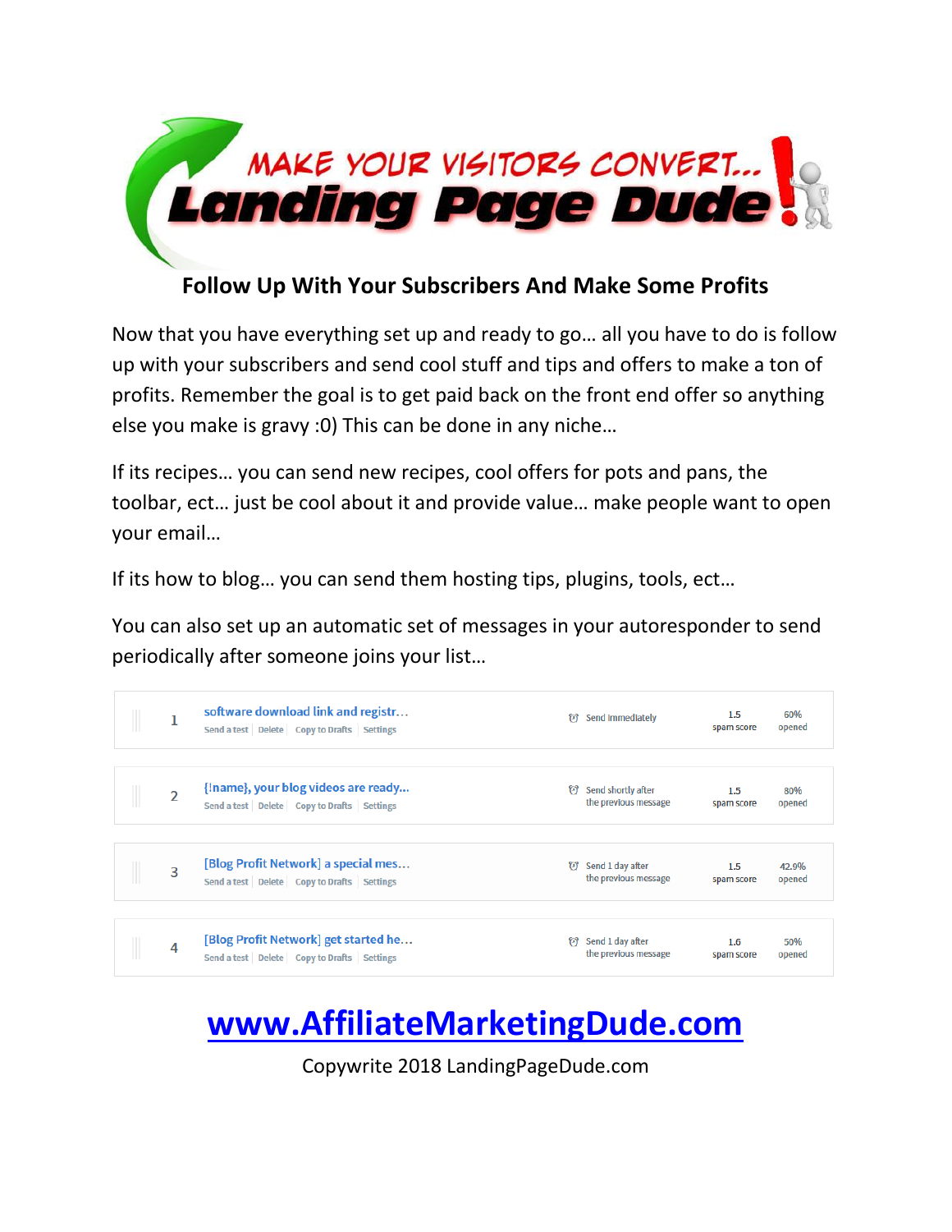MAKE YOUR VISITORS CONVERT...
Landing Page Dude!

## Follow Up With Your Subscribers And Make Some Profits

Now that you have everything set up and ready to go… all you have to do is follow up with your subscribers and send cool stuff and tips and offers to make a ton of profits. Remember the goal is to get paid back on the front end offer so anything else you make is gravy :0) This can be done in any niche…

If its recipes… you can send new recipes, cool offers for pots and pans, the toolbar, ect… just be cool about it and provide value… make people want to open your email…

If its how to blog… you can send them hosting tips, plugins, tools, ect…

You can also set up an automatic set of messages in your autoresponder to send periodically after someone joins your list…

| # | Message | Schedule | Spam score | Opened |
|---|---|---|---|---|
| 1 | software download link and registr… <br> Send a test \| Delete \| Copy to Drafts \| Settings | Send immediately | 1.5 spam score | 60% opened |
| 2 | {!name}, your blog videos are ready… <br> Send a test \| Delete \| Copy to Drafts \| Settings | Send shortly after the previous message | 1.5 spam score | 80% opened |
| 3 | [Blog Profit Network] a special mes… <br> Send a test \| Delete \| Copy to Drafts \| Settings | Send 1 day after the previous message | 1.5 spam score | 42.9% opened |
| 4 | [Blog Profit Network] get started he… <br> Send a test \| Delete \| Copy to Drafts \| Settings | Send 1 day after the previous message | 1.6 spam score | 50% opened |

**www.AffiliateMarketingDude.com**

Copywrite 2018 LandingPageDude.com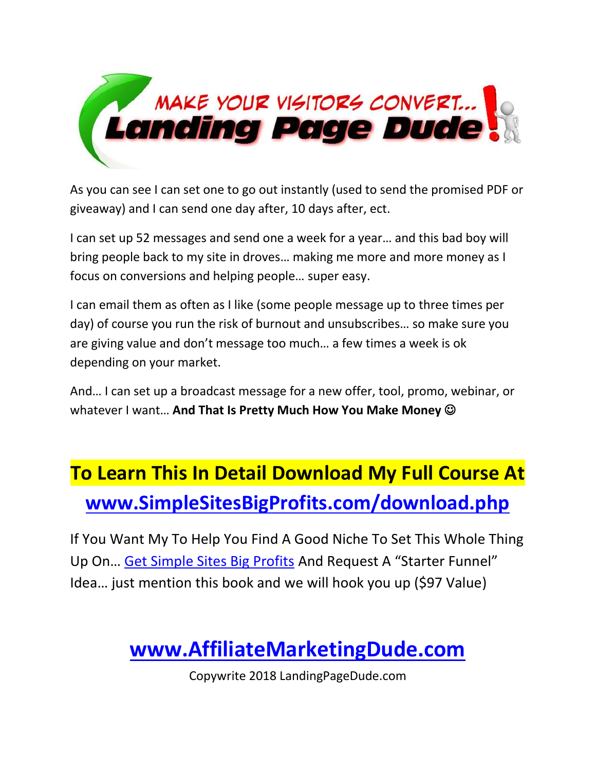As you can see I can set one to go out instantly (used to send the promised PDF or giveaway) and I can send one day after, 10 days after, ect.

I can set up 52 messages and send one a week for a year… and this bad boy will bring people back to my site in droves… making me more and more money as I focus on conversions and helping people… super easy.

I can email them as often as I like (some people message up to three times per day) of course you run the risk of burnout and unsubscribes… so make sure you are giving value and don't message too much… a few times a week is ok depending on your market.

And… I can set up a broadcast message for a new offer, tool, promo, webinar, or whatever I want… **And That Is Pretty Much How You Make Money ☺**

## To Learn This In Detail Download My Full Course At

## www.SimpleSitesBigProfits.com/download.php

If You Want My To Help You Find A Good Niche To Set This Whole Thing Up On… Get Simple Sites Big Profits And Request A "Starter Funnel" Idea… just mention this book and we will hook you up ($97 Value)

## www.AffiliateMarketingDude.com

Copywrite 2018 LandingPageDude.com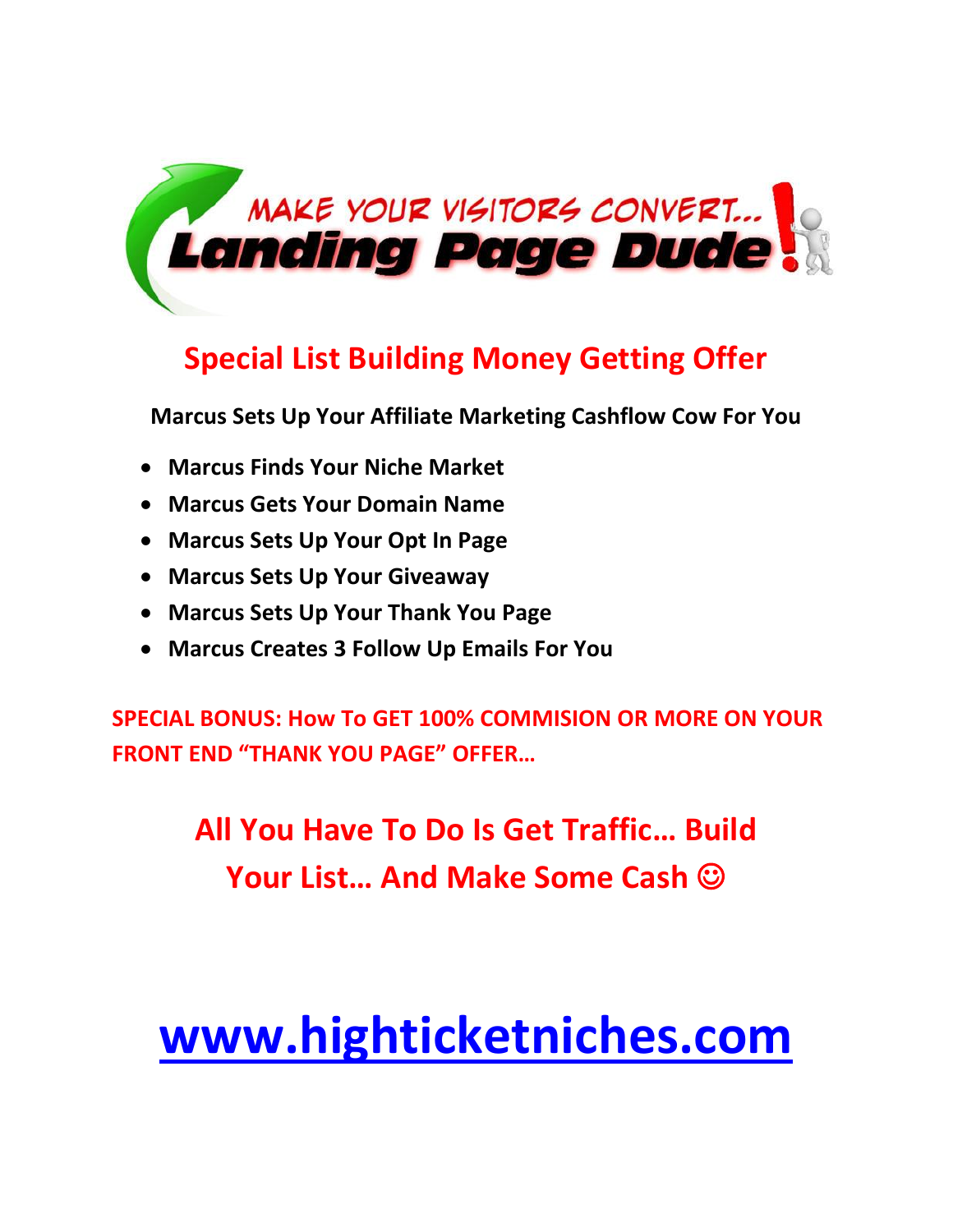MAKE YOUR VISITORS CONVERT...

**Landing Page Dude!**

## Special List Building Money Getting Offer

**Marcus Sets Up Your Affiliate Marketing Cashflow Cow For You**

- **Marcus Finds Your Niche Market**
- **Marcus Gets Your Domain Name**
- **Marcus Sets Up Your Opt In Page**
- **Marcus Sets Up Your Giveaway**
- **Marcus Sets Up Your Thank You Page**
- **Marcus Creates 3 Follow Up Emails For You**

**SPECIAL BONUS: How To GET 100% COMMISION OR MORE ON YOUR FRONT END "THANK YOU PAGE" OFFER…**

## All You Have To Do Is Get Traffic… Build Your List… And Make Some Cash ☺

# www.highticketniches.com